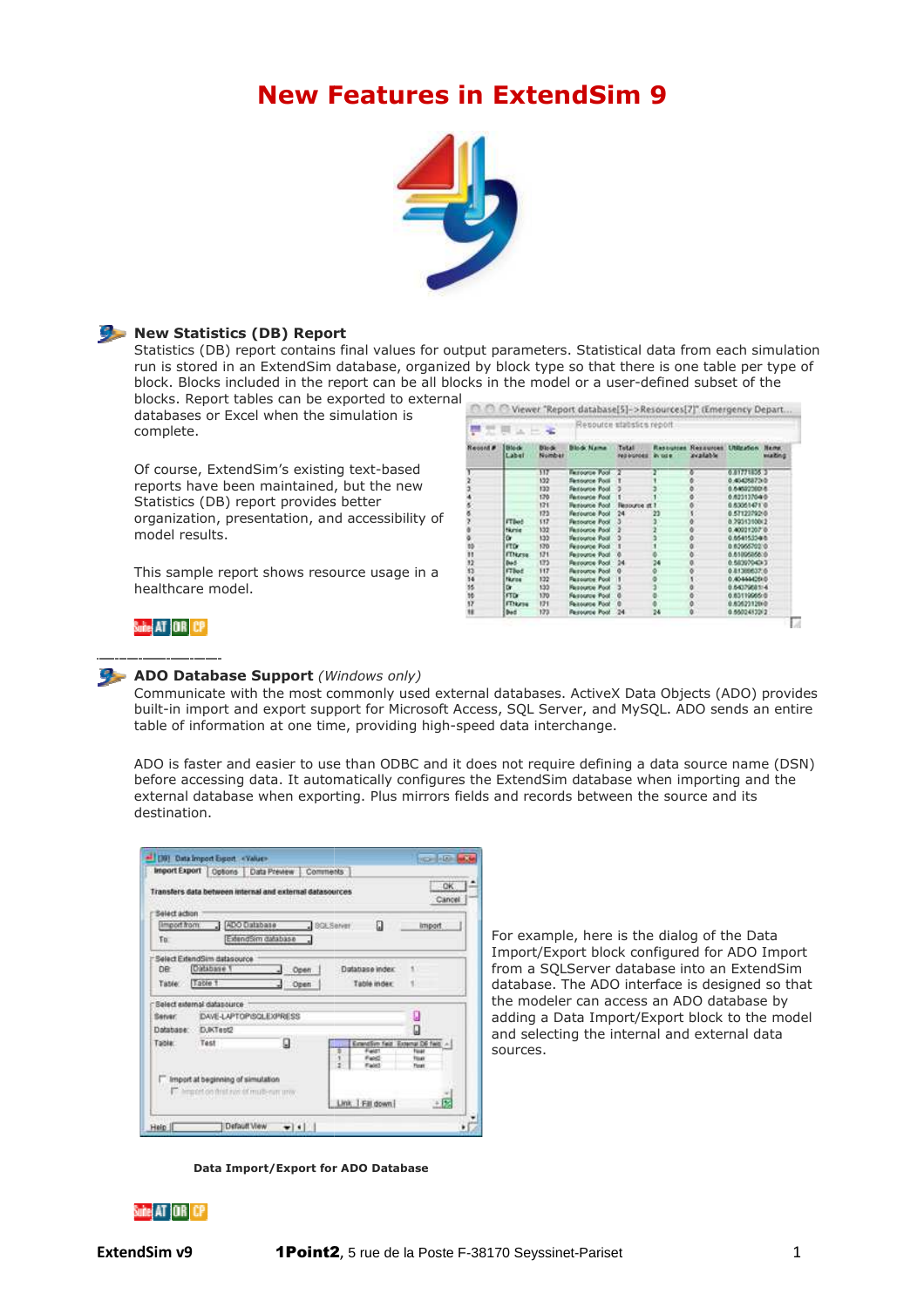# New Features in ExtendSim 9

## New Statistics (DB) Report

Statistics (DB) report contains final values for output parameters. Statistical data from each simulation run is stored in an ExtendSim database, organized by block type so that there is one table per type of block. Blocks included in the report can be all blocks in the model or a user-defined subset of the blocks. Report tables can be exported to external databases or Excel when the simulation is complete.

Of course, ExtendSim's existing text-based reports have been maintained, but the new Statistics (DB) report provides better organization, presentation, and accessibility of model results.

This sample report shows resource usage in a healthcare model.

## ADO Database Support *(Windows only)*

Communicate with the most commonly used external databases. ActiveX Data Objects (ADO) provides built-in import and export support for Microsoft Access, SQL Server, and MySQL. ADO sends an entire table of information at one time, providing high-speed data interchange.

ADO is faster and easier to use than ODBC and it does not require defining a data source name (DSN) before accessing data. It automatically configures the ExtendSim database when importing and the external database when exporting. Plus mirrors fields and records between the source and its destination.

For example, here is the dialog of the Data Import/Export block configured for ADO Import from a SQLServer database into an ExtendSim database. The ADO interface is designed so that the modeler can access an ADO database by adding a Data Import/Export block to the model and selecting the internal and external data sources.

**Data Import/Export for ADO Database**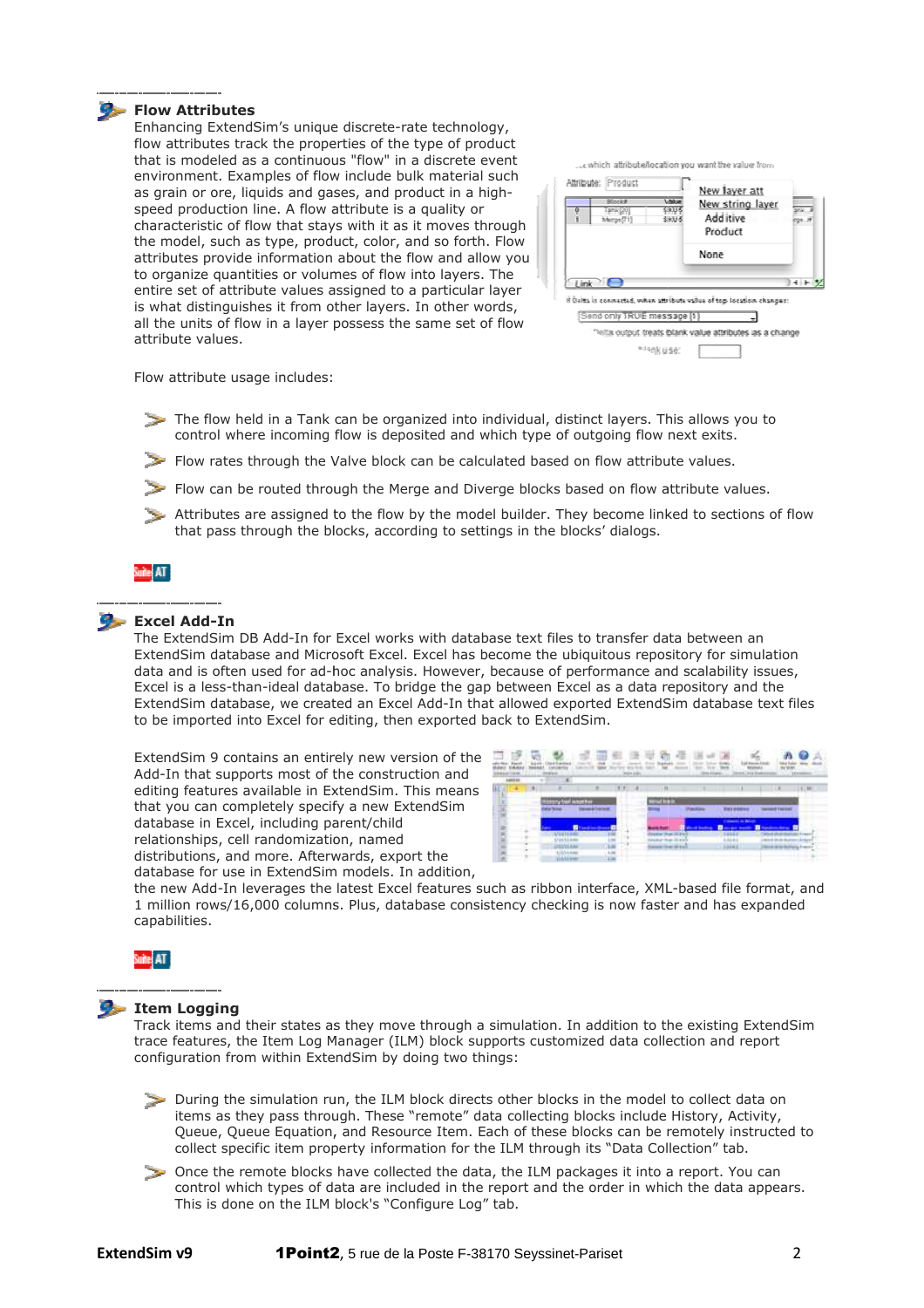## Flow Attributes

Enhancing ExtendSim's unique discrete-rate technology, flow attributes track the properties of the type of product that is modeled as a continuous "flow" in a discrete event environment. Examples of flow include bulk material such as grain or ore, liquids and gases, and product in a high-speed production line. A flow attribute is a quality or characteristic of flow that stays with it as it moves through the model, such as type, product, color, and so forth. Flow attributes provide information about the flow and allow you to organize quantities or volumes of flow into layers. The entire set of attribute values assigned to a particular layer is what distinguishes it from other layers. In other words, all the units of flow in a layer possess the same set of flow attribute values.

Flow attribute usage includes:

- The flow held in a Tank can be organized into individual, distinct layers. This allows you to control where incoming flow is deposited and which type of outgoing flow next exits.
- Flow rates through the Valve block can be calculated based on flow attribute values.
- Flow can be routed through the Merge and Diverge blocks based on flow attribute values.
- Attributes are assigned to the flow by the model builder. They become linked to sections of flow that pass through the blocks, according to settings in the blocks' dialogs.

Suite AT

## Excel Add-In

The ExtendSim DB Add-In for Excel works with database text files to transfer data between an ExtendSim database and Microsoft Excel. Excel has become the ubiquitous repository for simulation data and is often used for ad-hoc analysis. However, because of performance and scalability issues, Excel is a less-than-ideal database. To bridge the gap between Excel as a data repository and the ExtendSim database, we created an Excel Add-In that allowed exported ExtendSim database text files to be imported into Excel for editing, then exported back to ExtendSim.

ExtendSim 9 contains an entirely new version of the Add-In that supports most of the construction and editing features available in ExtendSim. This means that you can completely specify a new ExtendSim database in Excel, including parent/child relationships, cell randomization, named distributions, and more. Afterwards, export the database for use in ExtendSim models. In addition, the new Add-In leverages the latest Excel features such as ribbon interface, XML-based file format, and 1 million rows/16,000 columns. Plus, database consistency checking is now faster and has expanded capabilities.

Suite AT

## Item Logging

Track items and their states as they move through a simulation. In addition to the existing ExtendSim trace features, the Item Log Manager (ILM) block supports customized data collection and report configuration from within ExtendSim by doing two things:

- During the simulation run, the ILM block directs other blocks in the model to collect data on items as they pass through. These "remote" data collecting blocks include History, Activity, Queue, Queue Equation, and Resource Item. Each of these blocks can be remotely instructed to collect specific item property information for the ILM through its "Data Collection" tab.
- Once the remote blocks have collected the data, the ILM packages it into a report. You can control which types of data are included in the report and the order in which the data appears. This is done on the ILM block's "Configure Log" tab.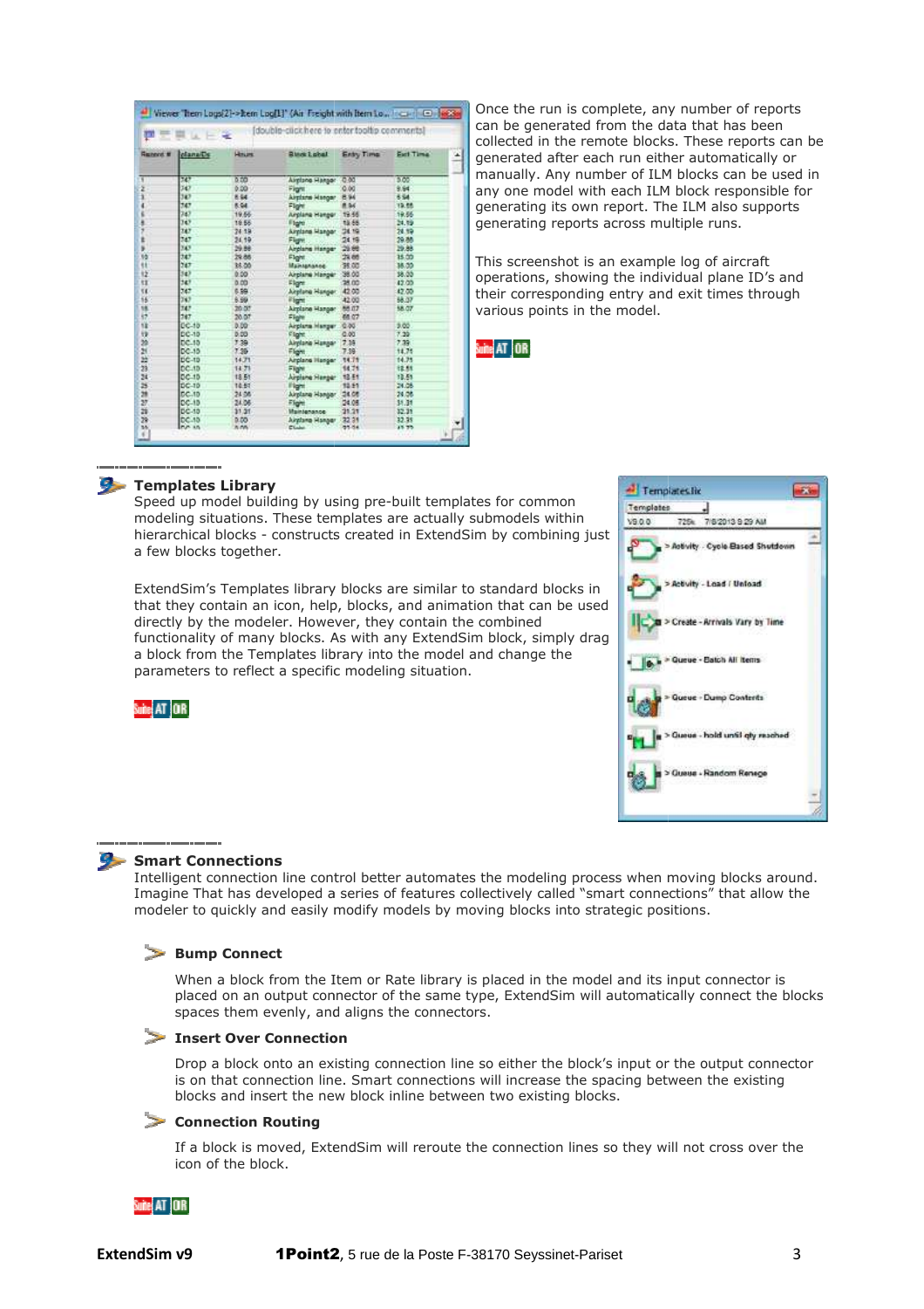Once the run is complete, any number of reports can be generated from the data that has been collected in the remote blocks. These reports can be generated after each run either automatically or manually. Any number of ILM blocks can be used in any one model with each ILM block responsible for generating its own report. The ILM also supports generating reports across multiple runs.

This screenshot is an example log of aircraft operations, showing the individual plane ID's and their corresponding entry and exit times through various points in the model.

## Templates Library

Speed up model building by using pre-built templates for common modeling situations. These templates are actually submodels within hierarchical blocks - constructs created in ExtendSim by combining just a few blocks together.

ExtendSim's Templates library blocks are similar to standard blocks in that they contain an icon, help, blocks, and animation that can be used directly by the modeler. However, they contain the combined functionality of many blocks. As with any ExtendSim block, simply drag a block from the Templates library into the model and change the parameters to reflect a specific modeling situation.

## Smart Connections

Intelligent connection line control better automates the modeling process when moving blocks around. Imagine That has developed a series of features collectively called "smart connections" that allow the modeler to quickly and easily modify models by moving blocks into strategic positions.

### Bump Connect

When a block from the Item or Rate library is placed in the model and its input connector is placed on an output connector of the same type, ExtendSim will automatically connect the blocks spaces them evenly, and aligns the connectors.

### Insert Over Connection

Drop a block onto an existing connection line so either the block's input or the output connector is on that connection line. Smart connections will increase the spacing between the existing blocks and insert the new block inline between two existing blocks.

### Connection Routing

If a block is moved, ExtendSim will reroute the connection lines so they will not cross over the icon of the block.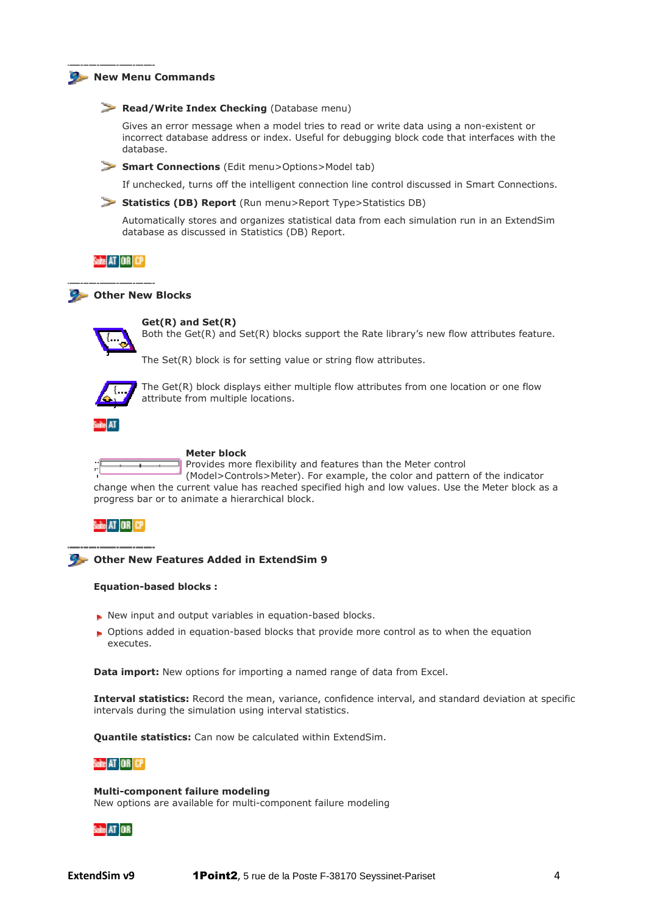## New Menu Commands

**Read/Write Index Checking** (Database menu)

Gives an error message when a model tries to read or write data using a non-existent or incorrect database address or index. Useful for debugging block code that interfaces with the database.

**Smart Connections** (Edit menu>Options>Model tab)

If unchecked, turns off the intelligent connection line control discussed in Smart Connections.

**Statistics (DB) Report** (Run menu>Report Type>Statistics DB)

Automatically stores and organizes statistical data from each simulation run in an ExtendSim database as discussed in Statistics (DB) Report.

Suite AT OR CP

## Other New Blocks

**Get(R) and Set(R)**
Both the Get(R) and Set(R) blocks support the Rate library's new flow attributes feature.

The Set(R) block is for setting value or string flow attributes.

The Get(R) block displays either multiple flow attributes from one location or one flow attribute from multiple locations.

Suite AT

**Meter block**
Provides more flexibility and features than the Meter control (Model>Controls>Meter). For example, the color and pattern of the indicator change when the current value has reached specified high and low values. Use the Meter block as a progress bar or to animate a hierarchical block.

Suite AT OR CP

## Other New Features Added in ExtendSim 9

**Equation-based blocks :**

- New input and output variables in equation-based blocks.
- Options added in equation-based blocks that provide more control as to when the equation executes.

**Data import:** New options for importing a named range of data from Excel.

**Interval statistics:** Record the mean, variance, confidence interval, and standard deviation at specific intervals during the simulation using interval statistics.

**Quantile statistics:** Can now be calculated within ExtendSim.

Suite AT OR CP

**Multi-component failure modeling**
New options are available for multi-component failure modeling

Suite AT OR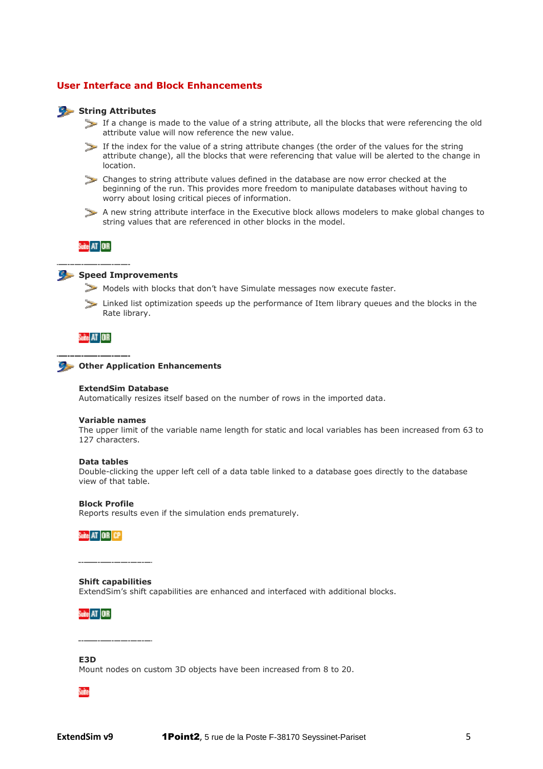## User Interface and Block Enhancements

### String Attributes

- If a change is made to the value of a string attribute, all the blocks that were referencing the old attribute value will now reference the new value.
- If the index for the value of a string attribute changes (the order of the values for the string attribute change), all the blocks that were referencing that value will be alerted to the change in location.
- Changes to string attribute values defined in the database are now error checked at the beginning of the run. This provides more freedom to manipulate databases without having to worry about losing critical pieces of information.
- A new string attribute interface in the Executive block allows modelers to make global changes to string values that are referenced in other blocks in the model.

Suite AT OR

### Speed Improvements

- Models with blocks that don't have Simulate messages now execute faster.
- Linked list optimization speeds up the performance of Item library queues and the blocks in the Rate library.

Suite AT OR

### Other Application Enhancements

**ExtendSim Database**
Automatically resizes itself based on the number of rows in the imported data.

**Variable names**
The upper limit of the variable name length for static and local variables has been increased from 63 to 127 characters.

**Data tables**
Double-clicking the upper left cell of a data table linked to a database goes directly to the database view of that table.

**Block Profile**
Reports results even if the simulation ends prematurely.

Suite AT OR CP

**Shift capabilities**
ExtendSim's shift capabilities are enhanced and interfaced with additional blocks.

Suite AT OR

**E3D**
Mount nodes on custom 3D objects have been increased from 8 to 20.

Suite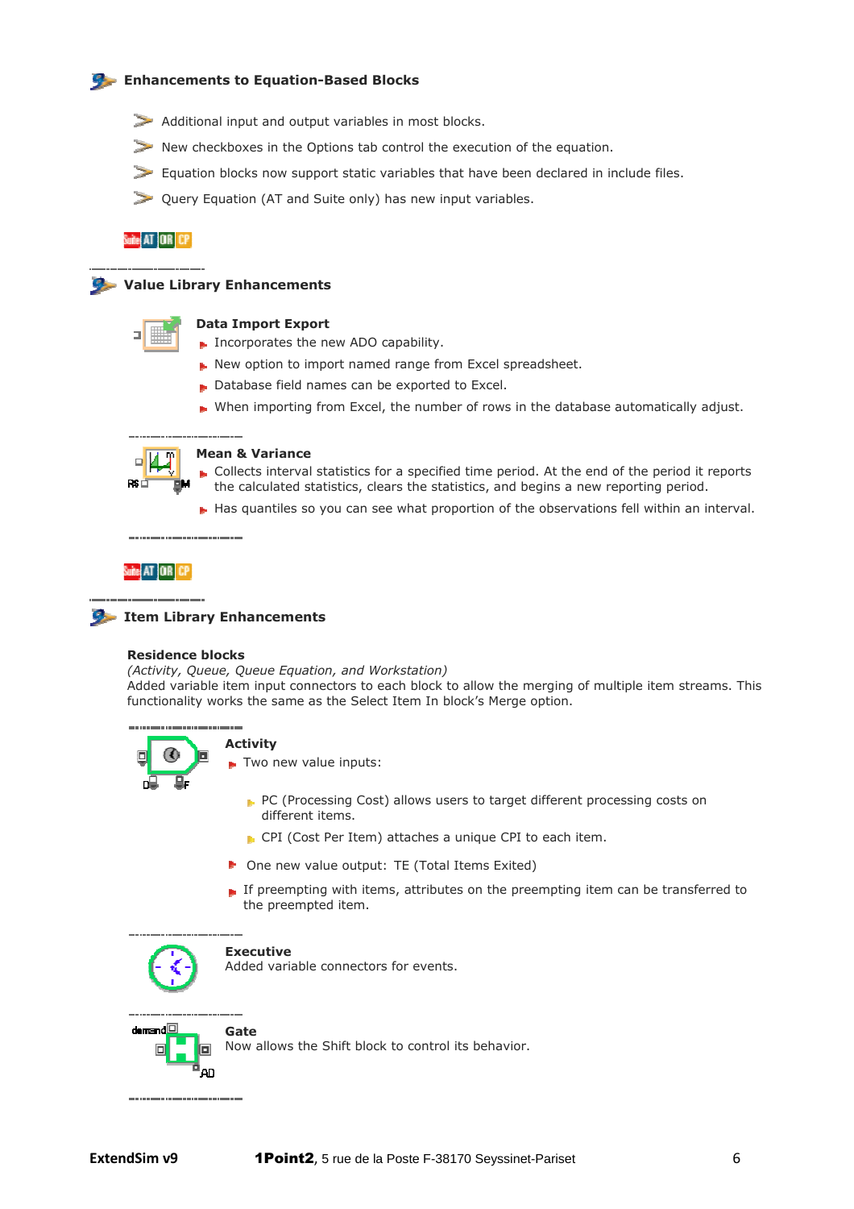## Enhancements to Equation-Based Blocks

- Additional input and output variables in most blocks.
- New checkboxes in the Options tab control the execution of the equation.
- Equation blocks now support static variables that have been declared in include files.
- Query Equation (AT and Suite only) has new input variables.

Suite AT DR CP

## Value Library Enhancements

### Data Import Export

- Incorporates the new ADO capability.
- New option to import named range from Excel spreadsheet.
- Database field names can be exported to Excel.
- When importing from Excel, the number of rows in the database automatically adjust.

### Mean & Variance

- Collects interval statistics for a specified time period. At the end of the period it reports the calculated statistics, clears the statistics, and begins a new reporting period.
- Has quantiles so you can see what proportion of the observations fell within an interval.

Suite AT DR CP

## Item Library Enhancements

### Residence blocks

*(Activity, Queue, Queue Equation, and Workstation)*
Added variable item input connectors to each block to allow the merging of multiple item streams. This functionality works the same as the Select Item In block's Merge option.

### Activity

- Two new value inputs:
  - PC (Processing Cost) allows users to target different processing costs on different items.
  - CPI (Cost Per Item) attaches a unique CPI to each item.
- One new value output: TE (Total Items Exited)
- If preempting with items, attributes on the preempting item can be transferred to the preempted item.

### Executive

Added variable connectors for events.

### Gate

Now allows the Shift block to control its behavior.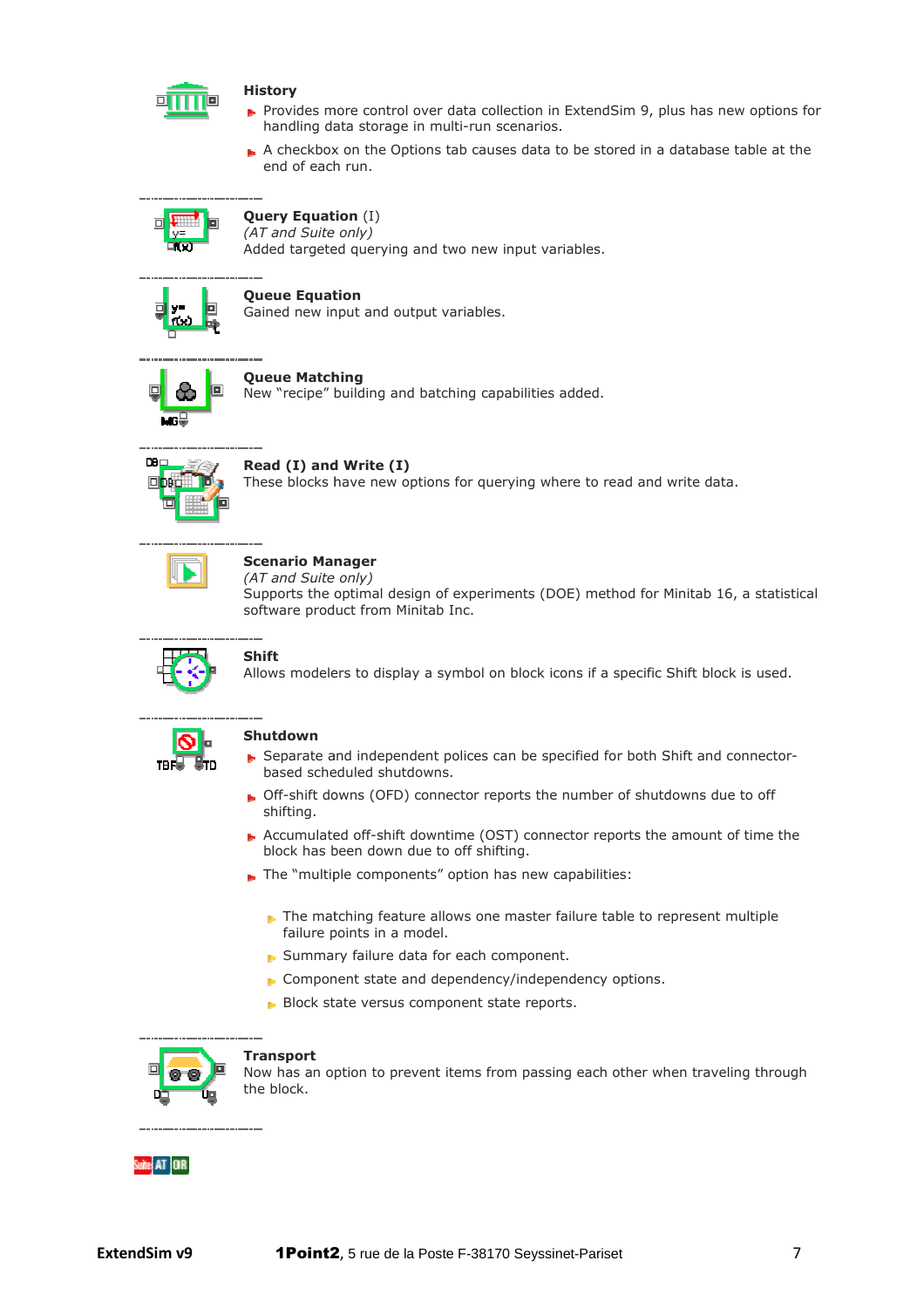**History**

- Provides more control over data collection in ExtendSim 9, plus has new options for handling data storage in multi-run scenarios.
- A checkbox on the Options tab causes data to be stored in a database table at the end of each run.

---

**Query Equation** (I)
*(AT and Suite only)*
Added targeted querying and two new input variables.

---

**Queue Equation**
Gained new input and output variables.

---

**Queue Matching**
New "recipe" building and batching capabilities added.

---

**Read (I) and Write (I)**
These blocks have new options for querying where to read and write data.

---

**Scenario Manager**
*(AT and Suite only)*
Supports the optimal design of experiments (DOE) method for Minitab 16, a statistical software product from Minitab Inc.

---

**Shift**
Allows modelers to display a symbol on block icons if a specific Shift block is used.

---

**Shutdown**

- Separate and independent polices can be specified for both Shift and connector-based scheduled shutdowns.
- Off-shift downs (OFD) connector reports the number of shutdowns due to off shifting.
- Accumulated off-shift downtime (OST) connector reports the amount of time the block has been down due to off shifting.
- The "multiple components" option has new capabilities:
  - The matching feature allows one master failure table to represent multiple failure points in a model.
  - Summary failure data for each component.
  - Component state and dependency/independency options.
  - Block state versus component state reports.

---

**Transport**
Now has an option to prevent items from passing each other when traveling through the block.

---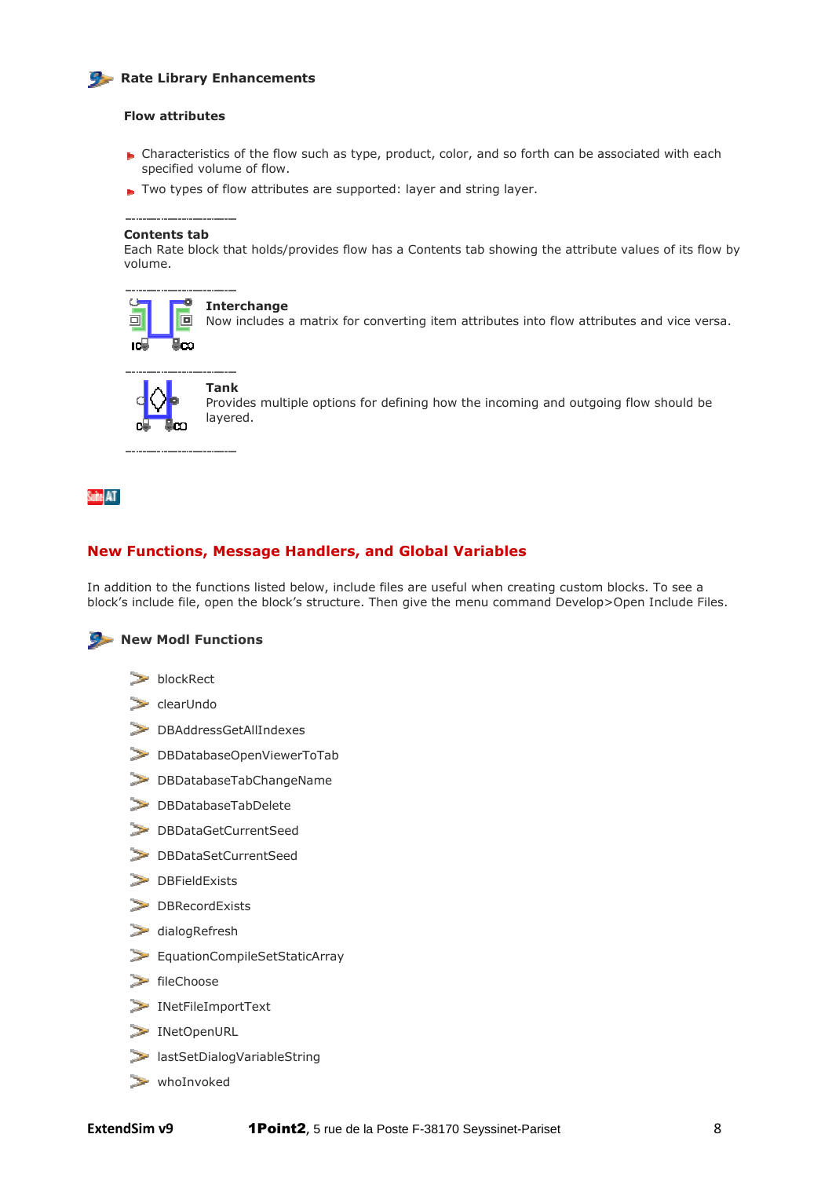## Rate Library Enhancements

### Flow attributes

- Characteristics of the flow such as type, product, color, and so forth can be associated with each specified volume of flow.
- Two types of flow attributes are supported: layer and string layer.

---

**Contents tab**
Each Rate block that holds/provides flow has a Contents tab showing the attribute values of its flow by volume.

---

**Interchange**
Now includes a matrix for converting item attributes into flow attributes and vice versa.

---

**Tank**
Provides multiple options for defining how the incoming and outgoing flow should be layered.

---

## New Functions, Message Handlers, and Global Variables

In addition to the functions listed below, include files are useful when creating custom blocks. To see a block's include file, open the block's structure. Then give the menu command Develop>Open Include Files.

### New Modl Functions

- blockRect
- clearUndo
- DBAddressGetAllIndexes
- DBDatabaseOpenViewerToTab
- DBDatabaseTabChangeName
- DBDatabaseTabDelete
- DBDataGetCurrentSeed
- DBDataSetCurrentSeed
- DBFieldExists
- DBRecordExists
- dialogRefresh
- EquationCompileSetStaticArray
- fileChoose
- INetFileImportText
- INetOpenURL
- lastSetDialogVariableString
- whoInvoked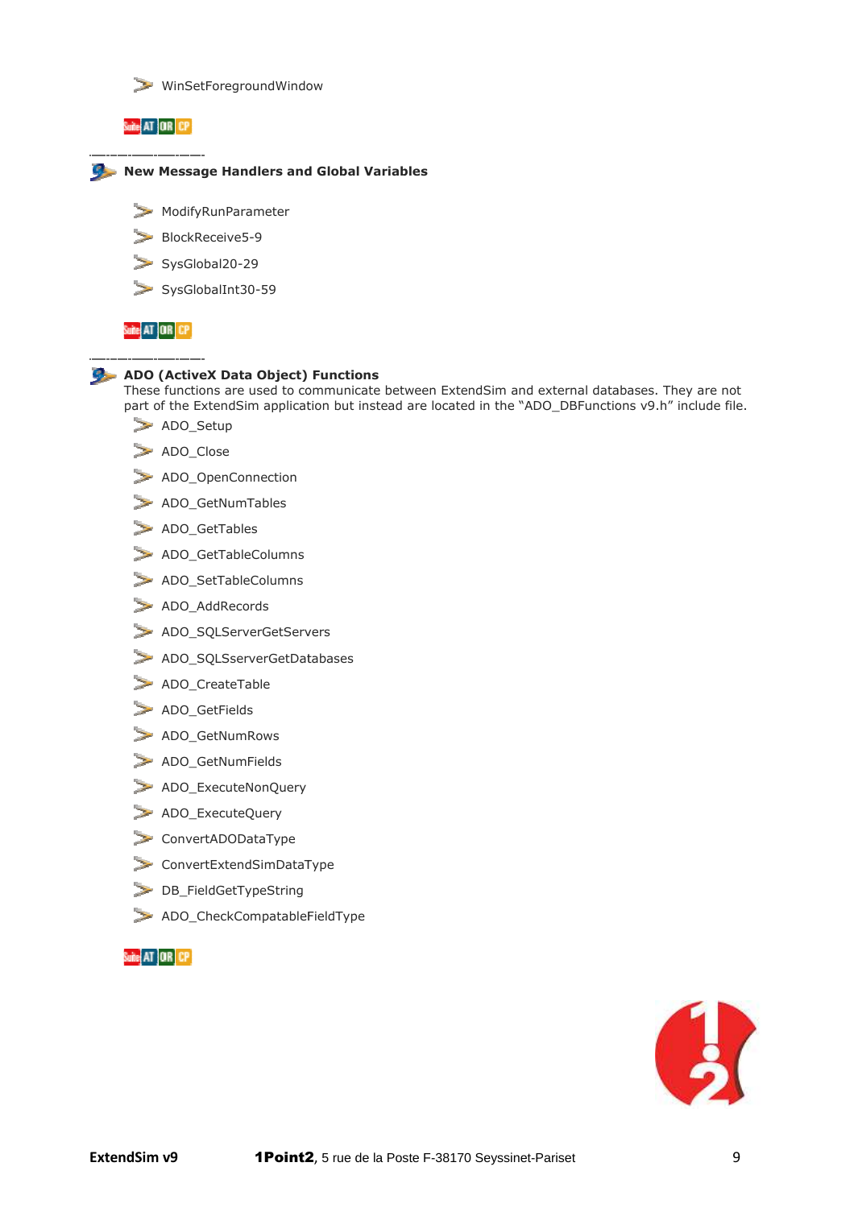- WinSetForegroundWindow

## New Message Handlers and Global Variables

- ModifyRunParameter
- BlockReceive5-9
- SysGlobal20-29
- SysGlobalInt30-59

## ADO (ActiveX Data Object) Functions

These functions are used to communicate between ExtendSim and external databases. They are not part of the ExtendSim application but instead are located in the "ADO_DBFunctions v9.h" include file.

- ADO_Setup
- ADO_Close
- ADO_OpenConnection
- ADO_GetNumTables
- ADO_GetTables
- ADO_GetTableColumns
- ADO_SetTableColumns
- ADO_AddRecords
- ADO_SQLServerGetServers
- ADO_SQLSserverGetDatabases
- ADO_CreateTable
- ADO_GetFields
- ADO_GetNumRows
- ADO_GetNumFields
- ADO_ExecuteNonQuery
- ADO_ExecuteQuery
- ConvertADODataType
- ConvertExtendSimDataType
- DB_FieldGetTypeString
- ADO_CheckCompatableFieldType